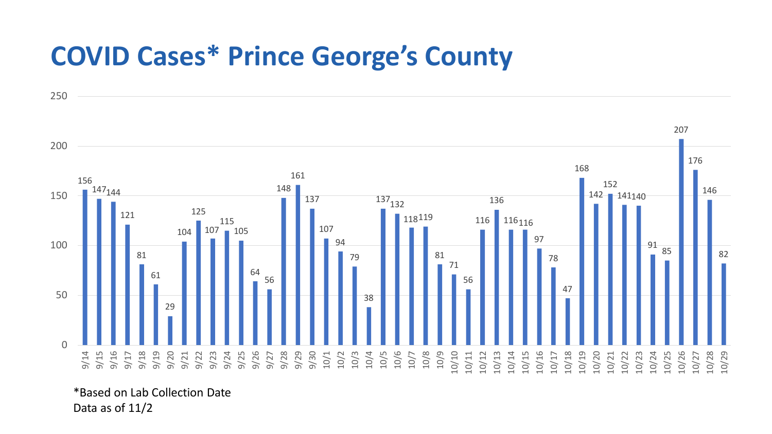# COVID Cases* Prince George's County

| Date | Cases |
|---|---|
| 9/14 | 156 |
| 9/15 | 147 |
| 9/16 | 144 |
| 9/17 | 121 |
| 9/18 | 81 |
| 9/19 | 61 |
| 9/20 | 29 |
| 9/21 | 104 |
| 9/22 | 125 |
| 9/23 | 107 |
| 9/24 | 115 |
| 9/25 | 105 |
| 9/26 | 64 |
| 9/27 | 56 |
| 9/28 | 148 |
| 9/29 | 161 |
| 9/30 | 137 |
| 10/1 | 107 |
| 10/2 | 94 |
| 10/3 | 79 |
| 10/4 | 38 |
| 10/5 | 137 |
| 10/6 | 132 |
| 10/7 | 118 |
| 10/8 | 119 |
| 10/9 | 81 |
| 10/10 | 71 |
| 10/11 | 56 |
| 10/12 | 116 |
| 10/13 | 136 |
| 10/14 | 116 |
| 10/15 | 116 |
| 10/16 | 97 |
| 10/17 | 78 |
| 10/18 | 47 |
| 10/19 | 168 |
| 10/20 | 142 |
| 10/21 | 152 |
| 10/22 | 141 |
| 10/23 | 140 |
| 10/24 | 91 |
| 10/25 | 85 |
| 10/26 | 207 |
| 10/27 | 176 |
| 10/28 | 146 |
| 10/29 | 82 |

*Based on Lab Collection Date
Data as of 11/2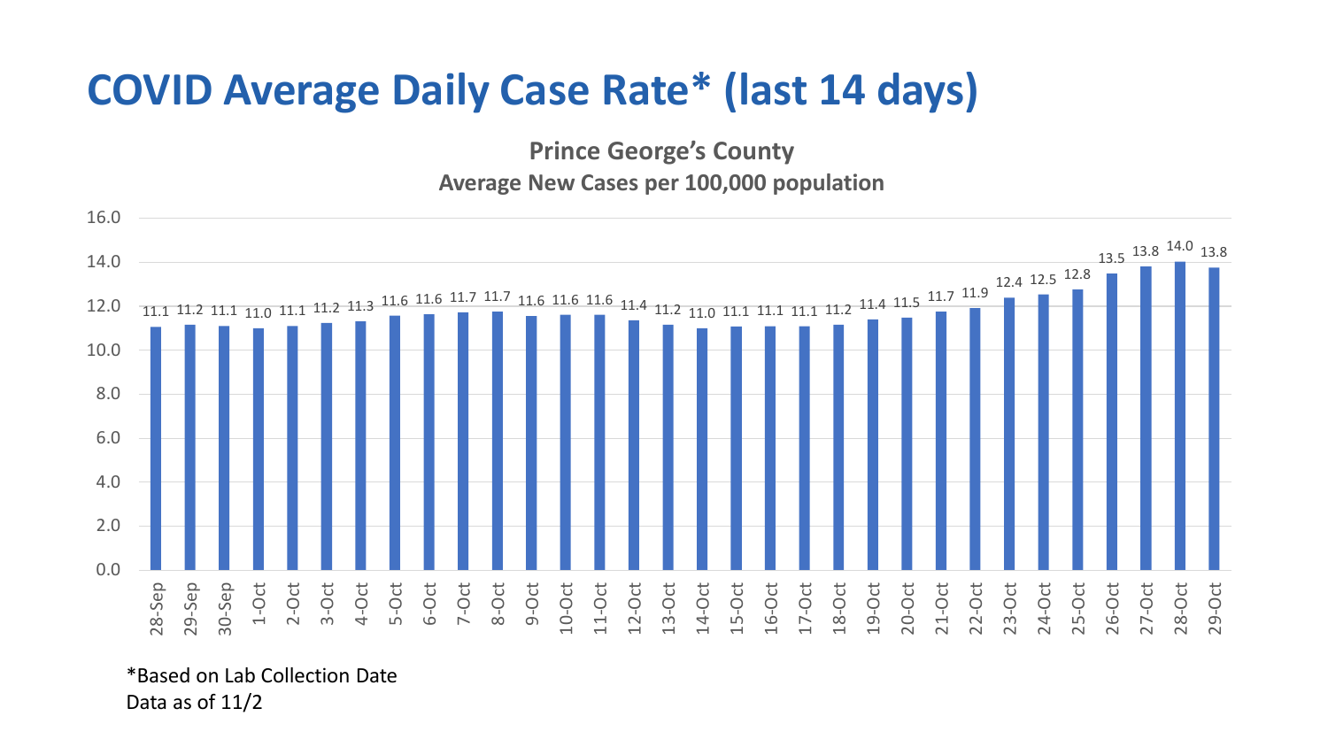# COVID Average Daily Case Rate* (last 14 days)

**Prince George's County**

**Average New Cases per 100,000 population**

| Date | Rate |
|---|---|
| 28-Sep | 11.1 |
| 29-Sep | 11.2 |
| 30-Sep | 11.1 |
| 1-Oct | 11.0 |
| 2-Oct | 11.1 |
| 3-Oct | 11.2 |
| 4-Oct | 11.3 |
| 5-Oct | 11.6 |
| 6-Oct | 11.6 |
| 7-Oct | 11.7 |
| 8-Oct | 11.7 |
| 9-Oct | 11.6 |
| 10-Oct | 11.6 |
| 11-Oct | 11.6 |
| 12-Oct | 11.4 |
| 13-Oct | 11.2 |
| 14-Oct | 11.0 |
| 15-Oct | 11.1 |
| 16-Oct | 11.1 |
| 17-Oct | 11.1 |
| 18-Oct | 11.2 |
| 19-Oct | 11.4 |
| 20-Oct | 11.5 |
| 21-Oct | 11.7 |
| 22-Oct | 11.9 |
| 23-Oct | 12.4 |
| 24-Oct | 12.5 |
| 25-Oct | 12.8 |
| 26-Oct | 13.5 |
| 27-Oct | 13.8 |
| 28-Oct | 14.0 |
| 29-Oct | 13.8 |

*Based on Lab Collection Date
Data as of 11/2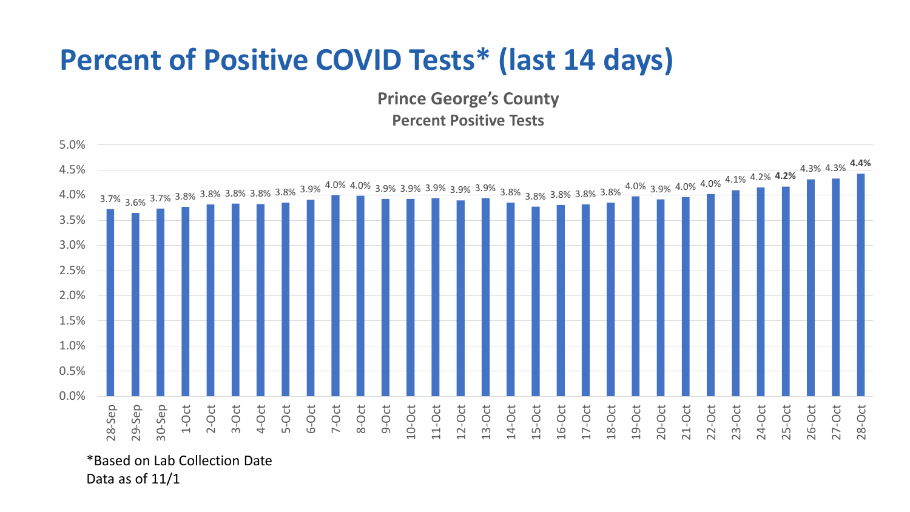# Percent of Positive COVID Tests* (last 14 days)

Prince George's County
Percent Positive Tests

5.0%
4.5%
4.0%
3.5%
3.0%
2.5%
2.0%
1.5%
1.0%
0.5%
0.0%

3.7% 3.6% 3.7% 3.8% 3.8% 3.8% 3.8% 3.8% 3.9% 4.0% 4.0% 3.9% 3.9% 3.9% 3.9% 3.9% 3.8% 3.8% 3.8% 3.8% 3.8% 4.0% 3.9% 4.0% 4.0% 4.1% 4.2% **4.2%** 4.3% 4.3% **4.4%**

28-Sep 29-Sep 30-Sep 1-Oct 2-Oct 3-Oct 4-Oct 5-Oct 6-Oct 7-Oct 8-Oct 9-Oct 10-Oct 11-Oct 12-Oct 13-Oct 14-Oct 15-Oct 16-Oct 17-Oct 18-Oct 19-Oct 20-Oct 21-Oct 22-Oct 23-Oct 24-Oct 25-Oct 26-Oct 27-Oct 28-Oct

*Based on Lab Collection Date
Data as of 11/1